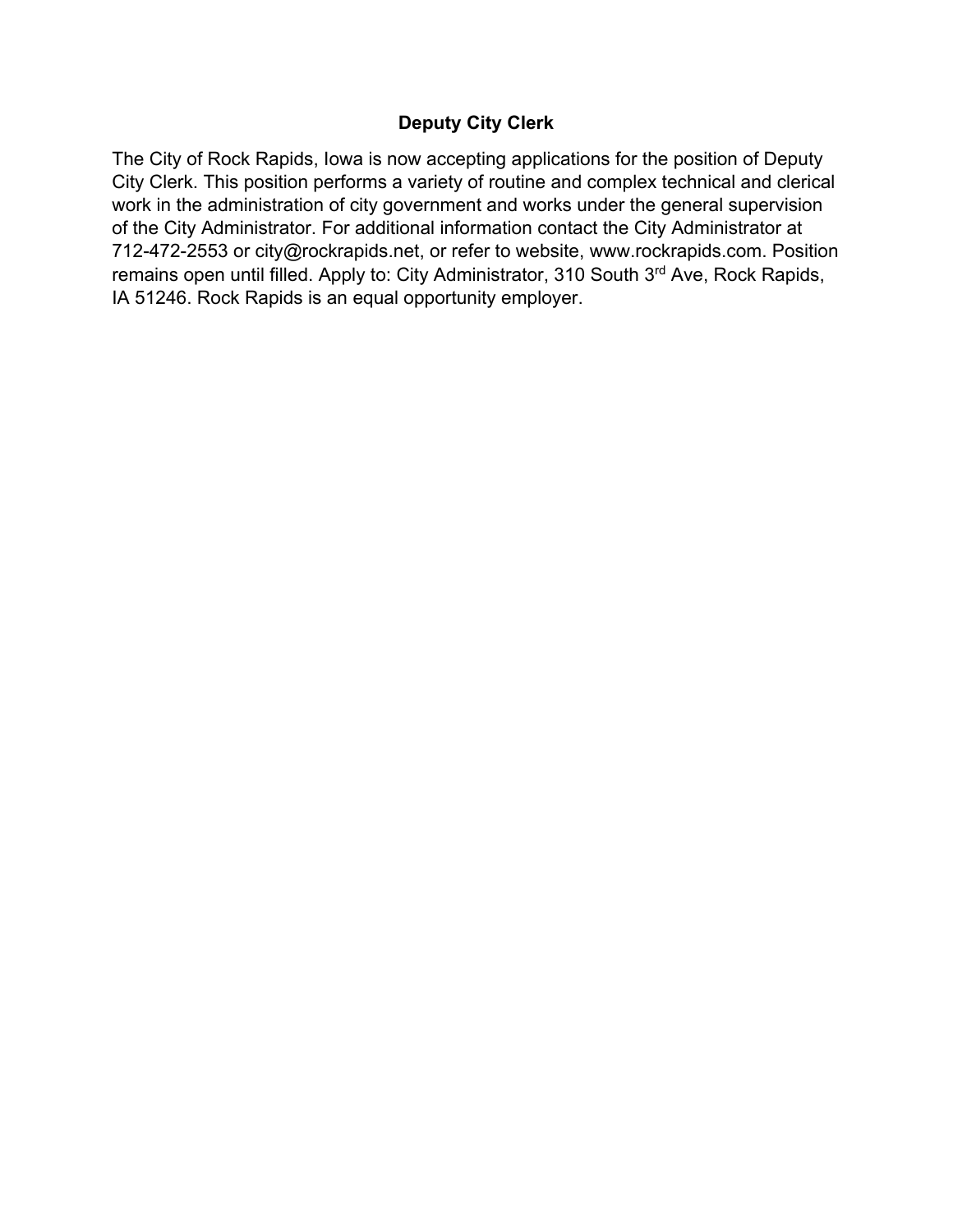# Deputy City Clerk

The City of Rock Rapids, Iowa is now accepting applications for the position of Deputy City Clerk. This position performs a variety of routine and complex technical and clerical work in the administration of city government and works under the general supervision of the City Administrator. For additional information contact the City Administrator at 712-472-2553 or city@rockrapids.net, or refer to website, www.rockrapids.com. Position remains open until filled. Apply to: City Administrator, 310 South 3rd Ave, Rock Rapids, IA 51246. Rock Rapids is an equal opportunity employer.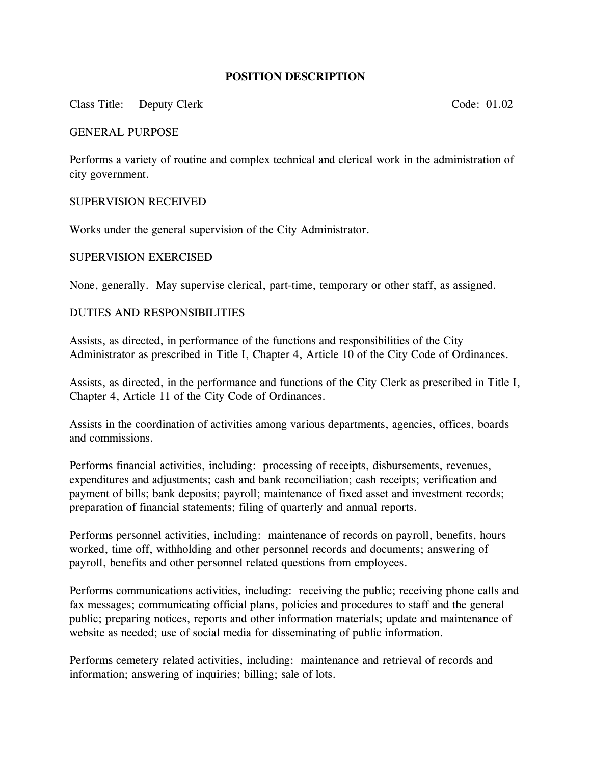# POSITION DESCRIPTION

Class Title: Deputy Clerk Code: 01.02

## GENERAL PURPOSE

Performs a variety of routine and complex technical and clerical work in the administration of city government.

## SUPERVISION RECEIVED

Works under the general supervision of the City Administrator.

## SUPERVISION EXERCISED

None, generally. May supervise clerical, part-time, temporary or other staff, as assigned.

## DUTIES AND RESPONSIBILITIES

Assists, as directed, in performance of the functions and responsibilities of the City Administrator as prescribed in Title I, Chapter 4, Article 10 of the City Code of Ordinances.

Assists, as directed, in the performance and functions of the City Clerk as prescribed in Title I, Chapter 4, Article 11 of the City Code of Ordinances.

Assists in the coordination of activities among various departments, agencies, offices, boards and commissions.

Performs financial activities, including: processing of receipts, disbursements, revenues, expenditures and adjustments; cash and bank reconciliation; cash receipts; verification and payment of bills; bank deposits; payroll; maintenance of fixed asset and investment records; preparation of financial statements; filing of quarterly and annual reports.

Performs personnel activities, including: maintenance of records on payroll, benefits, hours worked, time off, withholding and other personnel records and documents; answering of payroll, benefits and other personnel related questions from employees.

Performs communications activities, including: receiving the public; receiving phone calls and fax messages; communicating official plans, policies and procedures to staff and the general public; preparing notices, reports and other information materials; update and maintenance of website as needed; use of social media for disseminating of public information.

Performs cemetery related activities, including: maintenance and retrieval of records and information; answering of inquiries; billing; sale of lots.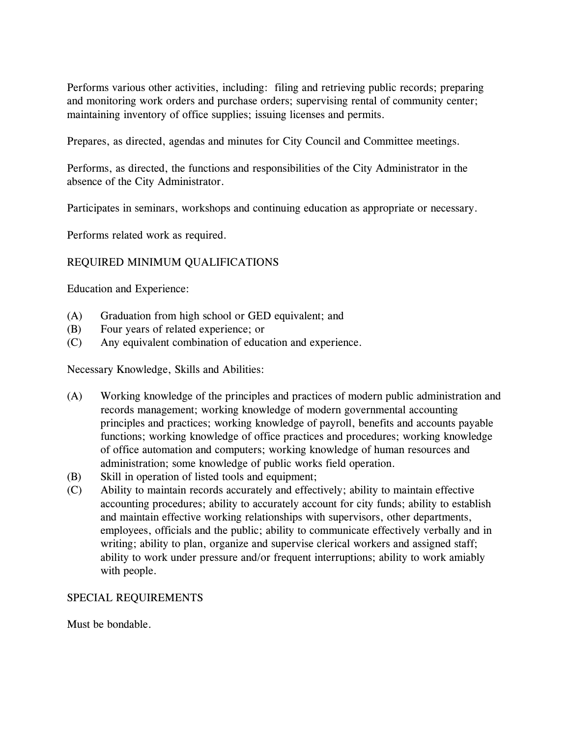Performs various other activities, including:  filing and retrieving public records; preparing and monitoring work orders and purchase orders; supervising rental of community center; maintaining inventory of office supplies; issuing licenses and permits.

Prepares, as directed, agendas and minutes for City Council and Committee meetings.

Performs, as directed, the functions and responsibilities of the City Administrator in the absence of the City Administrator.

Participates in seminars, workshops and continuing education as appropriate or necessary.

Performs related work as required.

## REQUIRED MINIMUM QUALIFICATIONS

Education and Experience:

(A) Graduation from high school or GED equivalent; and
(B) Four years of related experience; or
(C) Any equivalent combination of education and experience.

Necessary Knowledge, Skills and Abilities:

(A) Working knowledge of the principles and practices of modern public administration and records management; working knowledge of modern governmental accounting principles and practices; working knowledge of payroll, benefits and accounts payable functions; working knowledge of office practices and procedures; working knowledge of office automation and computers; working knowledge of human resources and administration; some knowledge of public works field operation.
(B) Skill in operation of listed tools and equipment;
(C) Ability to maintain records accurately and effectively; ability to maintain effective accounting procedures; ability to accurately account for city funds; ability to establish and maintain effective working relationships with supervisors, other departments, employees, officials and the public; ability to communicate effectively verbally and in writing; ability to plan, organize and supervise clerical workers and assigned staff; ability to work under pressure and/or frequent interruptions; ability to work amiably with people.

## SPECIAL REQUIREMENTS

Must be bondable.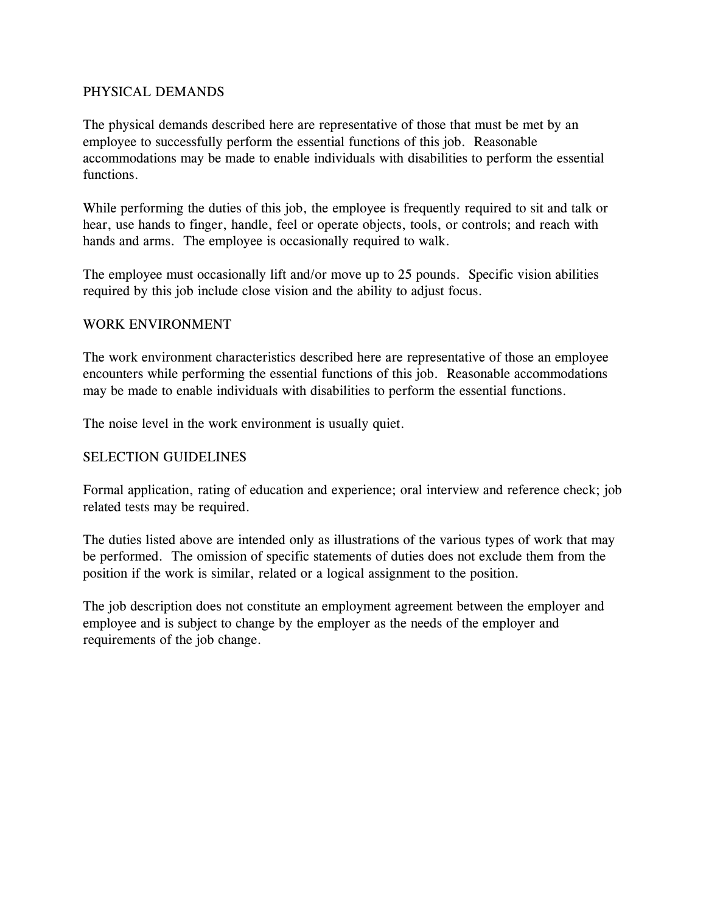## PHYSICAL DEMANDS

The physical demands described here are representative of those that must be met by an employee to successfully perform the essential functions of this job. Reasonable accommodations may be made to enable individuals with disabilities to perform the essential functions.

While performing the duties of this job, the employee is frequently required to sit and talk or hear, use hands to finger, handle, feel or operate objects, tools, or controls; and reach with hands and arms. The employee is occasionally required to walk.

The employee must occasionally lift and/or move up to 25 pounds. Specific vision abilities required by this job include close vision and the ability to adjust focus.

## WORK ENVIRONMENT

The work environment characteristics described here are representative of those an employee encounters while performing the essential functions of this job. Reasonable accommodations may be made to enable individuals with disabilities to perform the essential functions.

The noise level in the work environment is usually quiet.

## SELECTION GUIDELINES

Formal application, rating of education and experience; oral interview and reference check; job related tests may be required.

The duties listed above are intended only as illustrations of the various types of work that may be performed. The omission of specific statements of duties does not exclude them from the position if the work is similar, related or a logical assignment to the position.

The job description does not constitute an employment agreement between the employer and employee and is subject to change by the employer as the needs of the employer and requirements of the job change.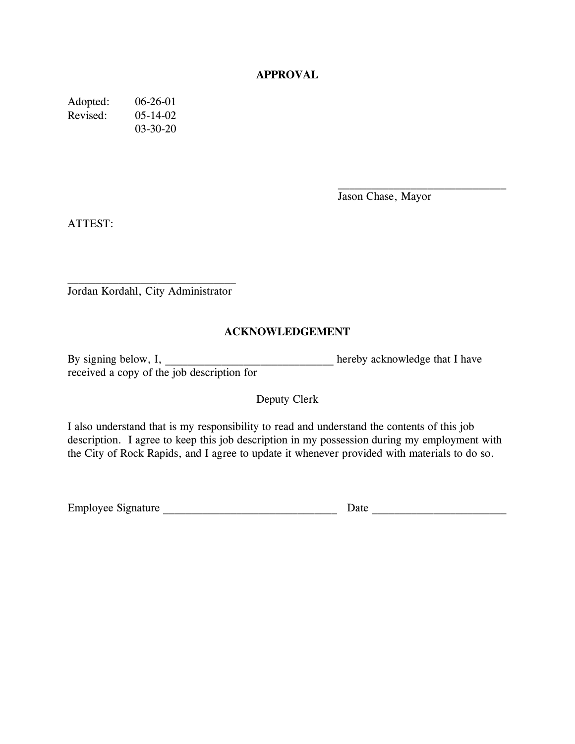## APPROVAL

Adopted: 06-26-01
Revised: 05-14-02
03-30-20

______________________________
Jason Chase, Mayor

ATTEST:

______________________________
Jordan Kordahl, City Administrator

## ACKNOWLEDGEMENT

By signing below, I, ______________________________ hereby acknowledge that I have received a copy of the job description for

Deputy Clerk

I also understand that is my responsibility to read and understand the contents of this job description. I agree to keep this job description in my possession during my employment with the City of Rock Rapids, and I agree to update it whenever provided with materials to do so.

Employee Signature ______________________________ Date ________________________